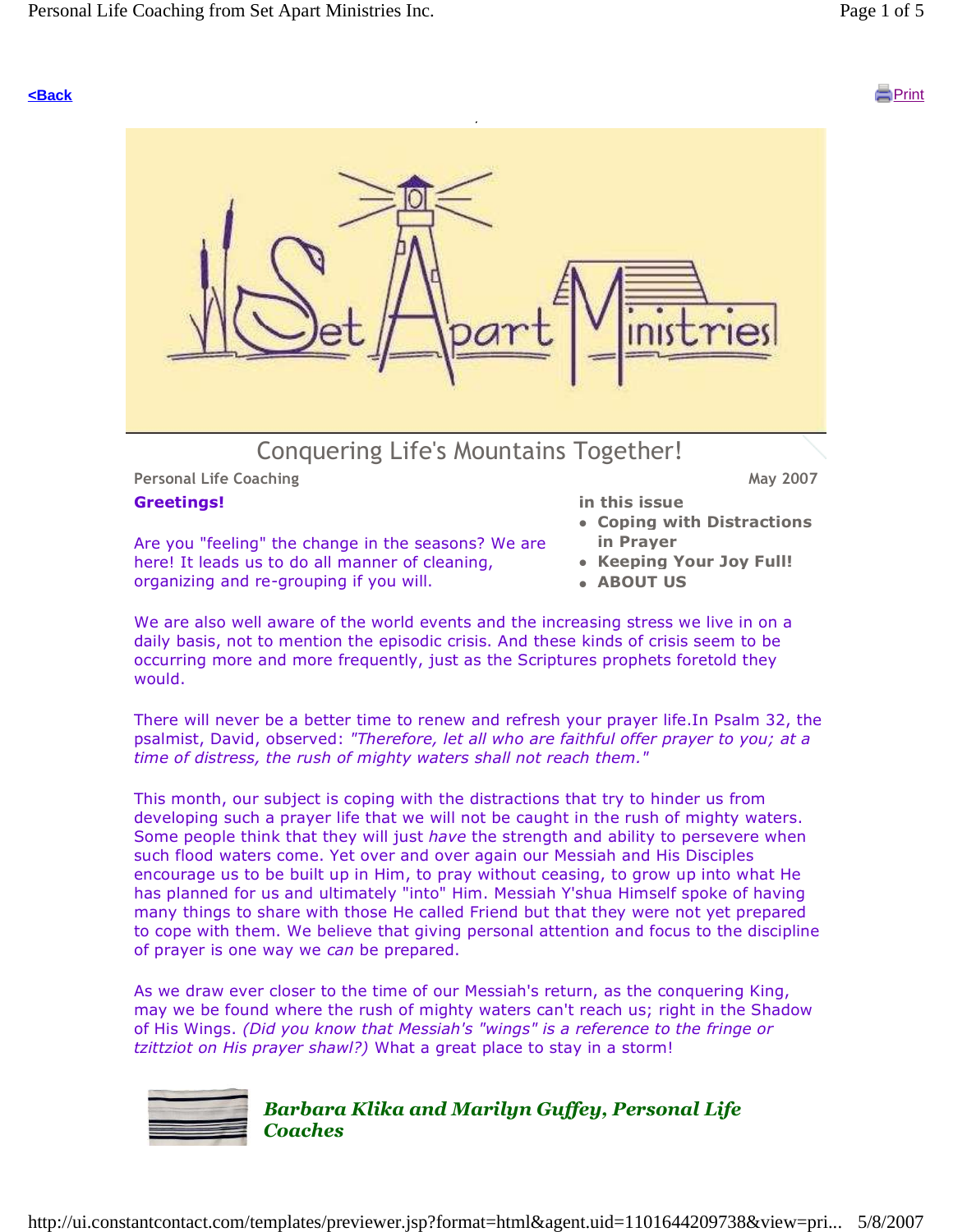[<Back](#) [Print](#)

# Conquering Life's Mountains Together!

Personal Life Coaching — May 2007

**in this issue**

- **Coping with Distractions in Prayer**
- **Keeping Your Joy Full!**
- **ABOUT US**

## Greetings!

Are you "feeling" the change in the seasons? We are here! It leads us to do all manner of cleaning, organizing and re-grouping if you will.

We are also well aware of the world events and the increasing stress we live in on a daily basis, not to mention the episodic crisis. And these kinds of crisis seem to be occurring more and more frequently, just as the Scriptures prophets foretold they would.

There will never be a better time to renew and refresh your prayer life.In Psalm 32, the psalmist, David, observed: *"Therefore, let all who are faithful offer prayer to you; at a time of distress, the rush of mighty waters shall not reach them."*

This month, our subject is coping with the distractions that try to hinder us from developing such a prayer life that we will not be caught in the rush of mighty waters. Some people think that they will just *have* the strength and ability to persevere when such flood waters come. Yet over and over again our Messiah and His Disciples encourage us to be built up in Him, to pray without ceasing, to grow up into what He has planned for us and ultimately "into" Him. Messiah Y'shua Himself spoke of having many things to share with those He called Friend but that they were not yet prepared to cope with them. We believe that giving personal attention and focus to the discipline of prayer is one way we *can* be prepared.

As we draw ever closer to the time of our Messiah's return, as the conquering King, may we be found where the rush of mighty waters can't reach us; right in the Shadow of His Wings. *(Did you know that Messiah's "wings" is a reference to the fringe or tzittziot on His prayer shawl?)* What a great place to stay in a storm!

***Barbara Klika and Marilyn Guffey, Personal Life Coaches***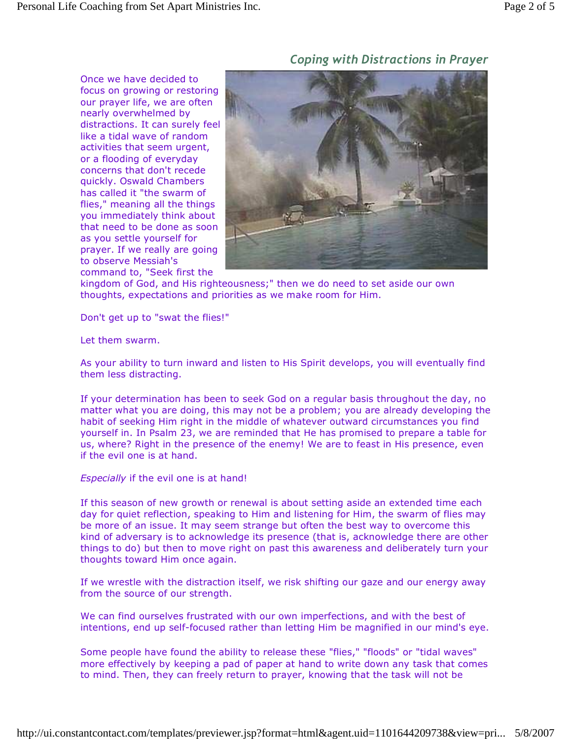### *Coping with Distractions in Prayer*

Once we have decided to focus on growing or restoring our prayer life, we are often nearly overwhelmed by distractions. It can surely feel like a tidal wave of random activities that seem urgent, or a flooding of everyday concerns that don't recede quickly. Oswald Chambers has called it "the swarm of flies," meaning all the things you immediately think about that need to be done as soon as you settle yourself for prayer. If we really are going to observe Messiah's command to, "Seek first the kingdom of God, and His righteousness;" then we do need to set aside our own thoughts, expectations and priorities as we make room for Him.

Don't get up to "swat the flies!"

Let them swarm.

As your ability to turn inward and listen to His Spirit develops, you will eventually find them less distracting.

If your determination has been to seek God on a regular basis throughout the day, no matter what you are doing, this may not be a problem; you are already developing the habit of seeking Him right in the middle of whatever outward circumstances you find yourself in. In Psalm 23, we are reminded that He has promised to prepare a table for us, where? Right in the presence of the enemy! We are to feast in His presence, even if the evil one is at hand.

*Especially* if the evil one is at hand!

If this season of new growth or renewal is about setting aside an extended time each day for quiet reflection, speaking to Him and listening for Him, the swarm of flies may be more of an issue. It may seem strange but often the best way to overcome this kind of adversary is to acknowledge its presence (that is, acknowledge there are other things to do) but then to move right on past this awareness and deliberately turn your thoughts toward Him once again.

If we wrestle with the distraction itself, we risk shifting our gaze and our energy away from the source of our strength.

We can find ourselves frustrated with our own imperfections, and with the best of intentions, end up self-focused rather than letting Him be magnified in our mind's eye.

Some people have found the ability to release these "flies," "floods" or "tidal waves" more effectively by keeping a pad of paper at hand to write down any task that comes to mind. Then, they can freely return to prayer, knowing that the task will not be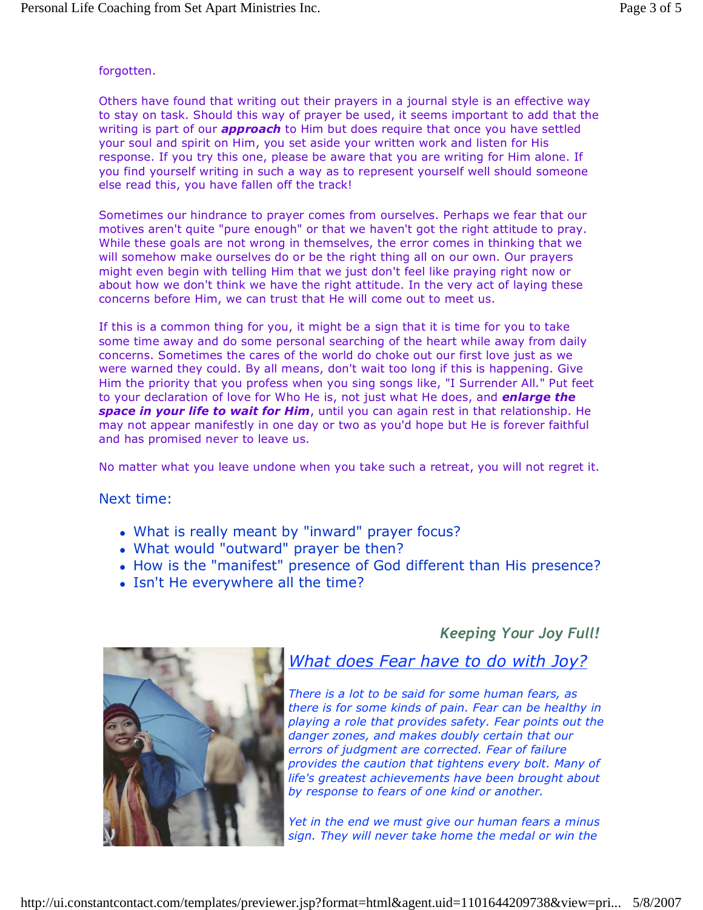forgotten.

Others have found that writing out their prayers in a journal style is an effective way to stay on task. Should this way of prayer be used, it seems important to add that the writing is part of our ***approach*** to Him but does require that once you have settled your soul and spirit on Him, you set aside your written work and listen for His response. If you try this one, please be aware that you are writing for Him alone. If you find yourself writing in such a way as to represent yourself well should someone else read this, you have fallen off the track!

Sometimes our hindrance to prayer comes from ourselves. Perhaps we fear that our motives aren't quite "pure enough" or that we haven't got the right attitude to pray. While these goals are not wrong in themselves, the error comes in thinking that we will somehow make ourselves do or be the right thing all on our own. Our prayers might even begin with telling Him that we just don't feel like praying right now or about how we don't think we have the right attitude. In the very act of laying these concerns before Him, we can trust that He will come out to meet us.

If this is a common thing for you, it might be a sign that it is time for you to take some time away and do some personal searching of the heart while away from daily concerns. Sometimes the cares of the world do choke out our first love just as we were warned they could. By all means, don't wait too long if this is happening. Give Him the priority that you profess when you sing songs like, "I Surrender All." Put feet to your declaration of love for Who He is, not just what He does, and ***enlarge the space in your life to wait for Him***, until you can again rest in that relationship. He may not appear manifestly in one day or two as you'd hope but He is forever faithful and has promised never to leave us.

No matter what you leave undone when you take such a retreat, you will not regret it.

## Next time:

- What is really meant by "inward" prayer focus?
- What would "outward" prayer be then?
- How is the "manifest" presence of God different than His presence?
- Isn't He everywhere all the time?

### *Keeping Your Joy Full!*

## *What does Fear have to do with Joy?*

*There is a lot to be said for some human fears, as there is for some kinds of pain. Fear can be healthy in playing a role that provides safety. Fear points out the danger zones, and makes doubly certain that our errors of judgment are corrected. Fear of failure provides the caution that tightens every bolt. Many of life's greatest achievements have been brought about by response to fears of one kind or another.*

*Yet in the end we must give our human fears a minus sign. They will never take home the medal or win the*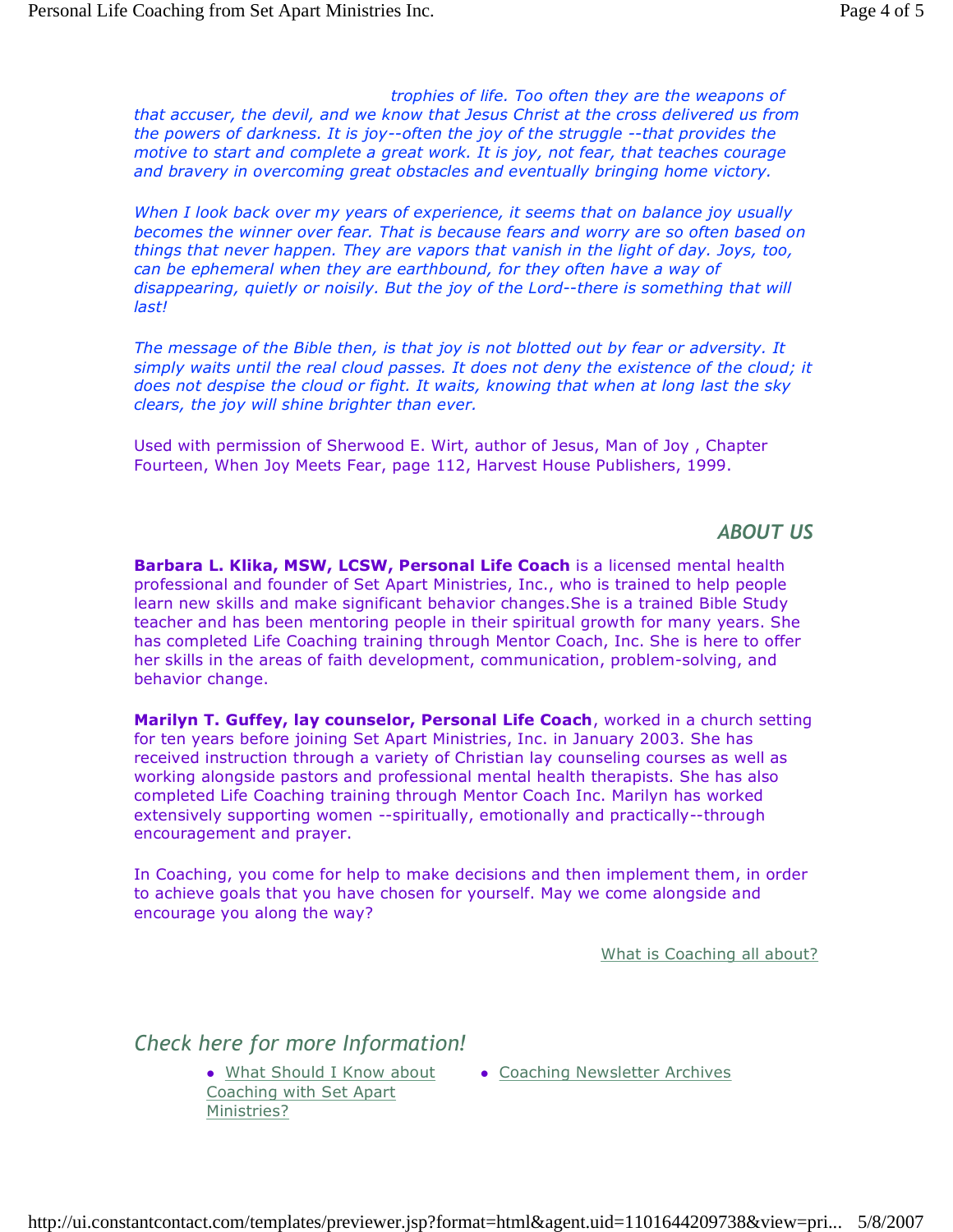*trophies of life. Too often they are the weapons of that accuser, the devil, and we know that Jesus Christ at the cross delivered us from the powers of darkness. It is joy--often the joy of the struggle --that provides the motive to start and complete a great work. It is joy, not fear, that teaches courage and bravery in overcoming great obstacles and eventually bringing home victory.*

*When I look back over my years of experience, it seems that on balance joy usually becomes the winner over fear. That is because fears and worry are so often based on things that never happen. They are vapors that vanish in the light of day. Joys, too, can be ephemeral when they are earthbound, for they often have a way of disappearing, quietly or noisily. But the joy of the Lord--there is something that will last!*

*The message of the Bible then, is that joy is not blotted out by fear or adversity. It simply waits until the real cloud passes. It does not deny the existence of the cloud; it does not despise the cloud or fight. It waits, knowing that when at long last the sky clears, the joy will shine brighter than ever.*

Used with permission of Sherwood E. Wirt, author of Jesus, Man of Joy , Chapter Fourteen, When Joy Meets Fear, page 112, Harvest House Publishers, 1999.

## *ABOUT US*

**Barbara L. Klika, MSW, LCSW, Personal Life Coach** is a licensed mental health professional and founder of Set Apart Ministries, Inc., who is trained to help people learn new skills and make significant behavior changes.She is a trained Bible Study teacher and has been mentoring people in their spiritual growth for many years. She has completed Life Coaching training through Mentor Coach, Inc. She is here to offer her skills in the areas of faith development, communication, problem-solving, and behavior change.

**Marilyn T. Guffey, lay counselor, Personal Life Coach**, worked in a church setting for ten years before joining Set Apart Ministries, Inc. in January 2003. She has received instruction through a variety of Christian lay counseling courses as well as working alongside pastors and professional mental health therapists. She has also completed Life Coaching training through Mentor Coach Inc. Marilyn has worked extensively supporting women --spiritually, emotionally and practically--through encouragement and prayer.

In Coaching, you come for help to make decisions and then implement them, in order to achieve goals that you have chosen for yourself. May we come alongside and encourage you along the way?

What is Coaching all about?

## *Check here for more Information!*

- What Should I Know about Coaching with Set Apart Ministries?
- Coaching Newsletter Archives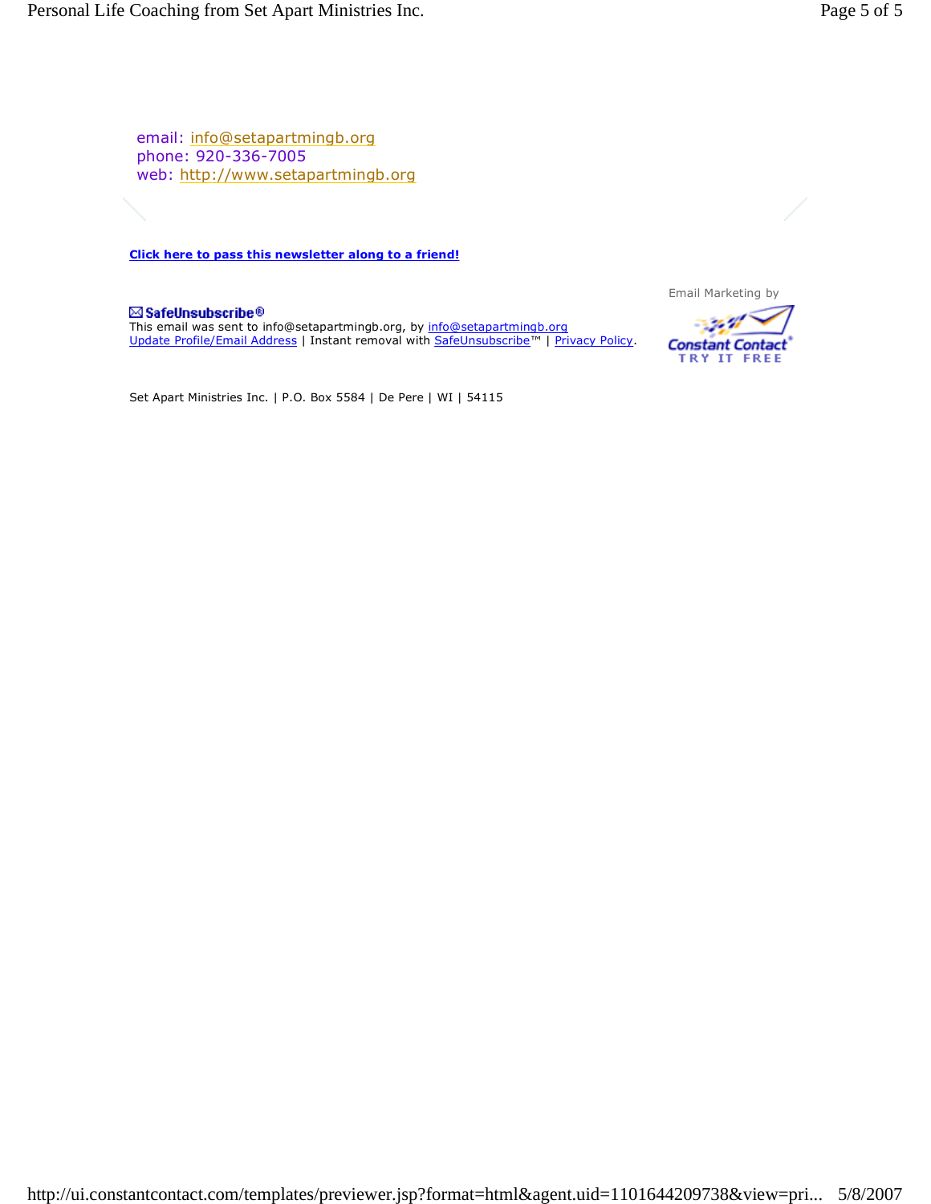email: info@setapartmingb.org
phone: 920-336-7005
web: http://www.setapartmingb.org

**Click here to pass this newsletter along to a friend!**

**SafeUnsubscribe®**
This email was sent to info@setapartmingb.org, by info@setapartmingb.org
Update Profile/Email Address | Instant removal with SafeUnsubscribe™ | Privacy Policy.

Email Marketing by
Constant Contact
TRY IT FREE

Set Apart Ministries Inc. | P.O. Box 5584 | De Pere | WI | 54115